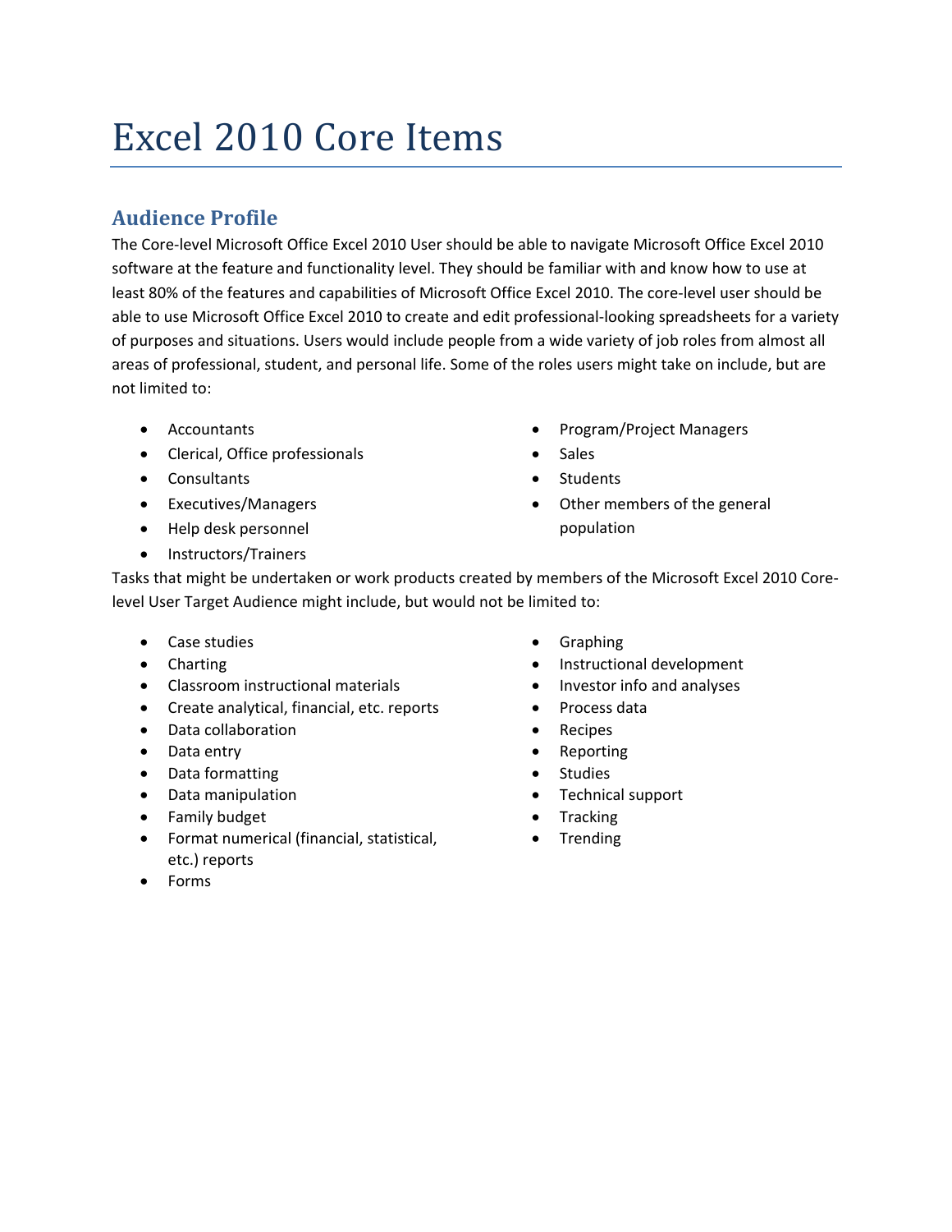# Excel 2010 Core Items

## Audience Profile

The Core-level Microsoft Office Excel 2010 User should be able to navigate Microsoft Office Excel 2010 software at the feature and functionality level. They should be familiar with and know how to use at least 80% of the features and capabilities of Microsoft Office Excel 2010. The core-level user should be able to use Microsoft Office Excel 2010 to create and edit professional-looking spreadsheets for a variety of purposes and situations. Users would include people from a wide variety of job roles from almost all areas of professional, student, and personal life. Some of the roles users might take on include, but are not limited to:

- Accountants
- Clerical, Office professionals
- Consultants
- Executives/Managers
- Help desk personnel
- Instructors/Trainers
- Program/Project Managers
- Sales
- Students
- Other members of the general population

Tasks that might be undertaken or work products created by members of the Microsoft Excel 2010 Core-level User Target Audience might include, but would not be limited to:

- Case studies
- Charting
- Classroom instructional materials
- Create analytical, financial, etc. reports
- Data collaboration
- Data entry
- Data formatting
- Data manipulation
- Family budget
- Format numerical (financial, statistical, etc.) reports
- Forms
- Graphing
- Instructional development
- Investor info and analyses
- Process data
- Recipes
- Reporting
- Studies
- Technical support
- Tracking
- Trending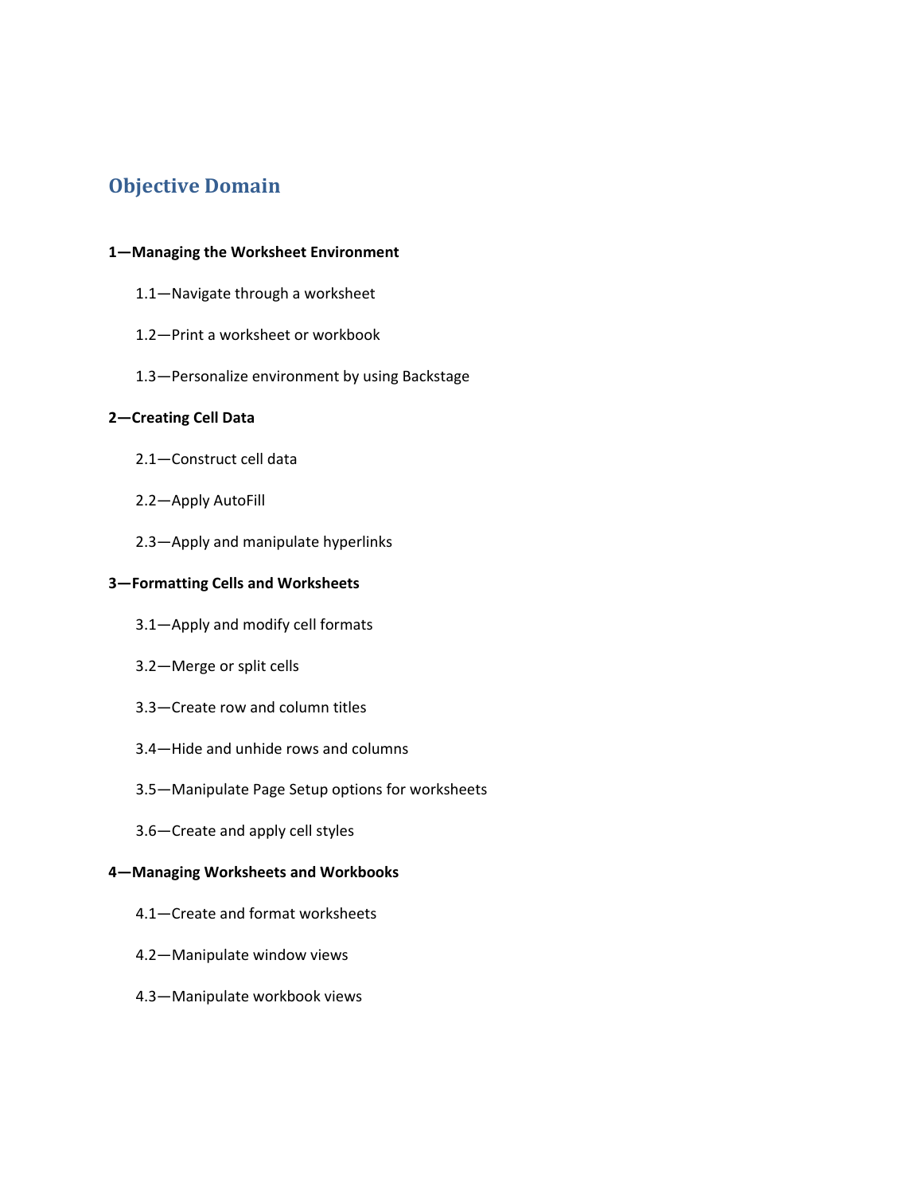## Objective Domain

**1—Managing the Worksheet Environment**

1.1—Navigate through a worksheet

1.2—Print a worksheet or workbook

1.3—Personalize environment by using Backstage

**2—Creating Cell Data**

2.1—Construct cell data

2.2—Apply AutoFill

2.3—Apply and manipulate hyperlinks

**3—Formatting Cells and Worksheets**

3.1—Apply and modify cell formats

3.2—Merge or split cells

3.3—Create row and column titles

3.4—Hide and unhide rows and columns

3.5—Manipulate Page Setup options for worksheets

3.6—Create and apply cell styles

**4—Managing Worksheets and Workbooks**

4.1—Create and format worksheets

4.2—Manipulate window views

4.3—Manipulate workbook views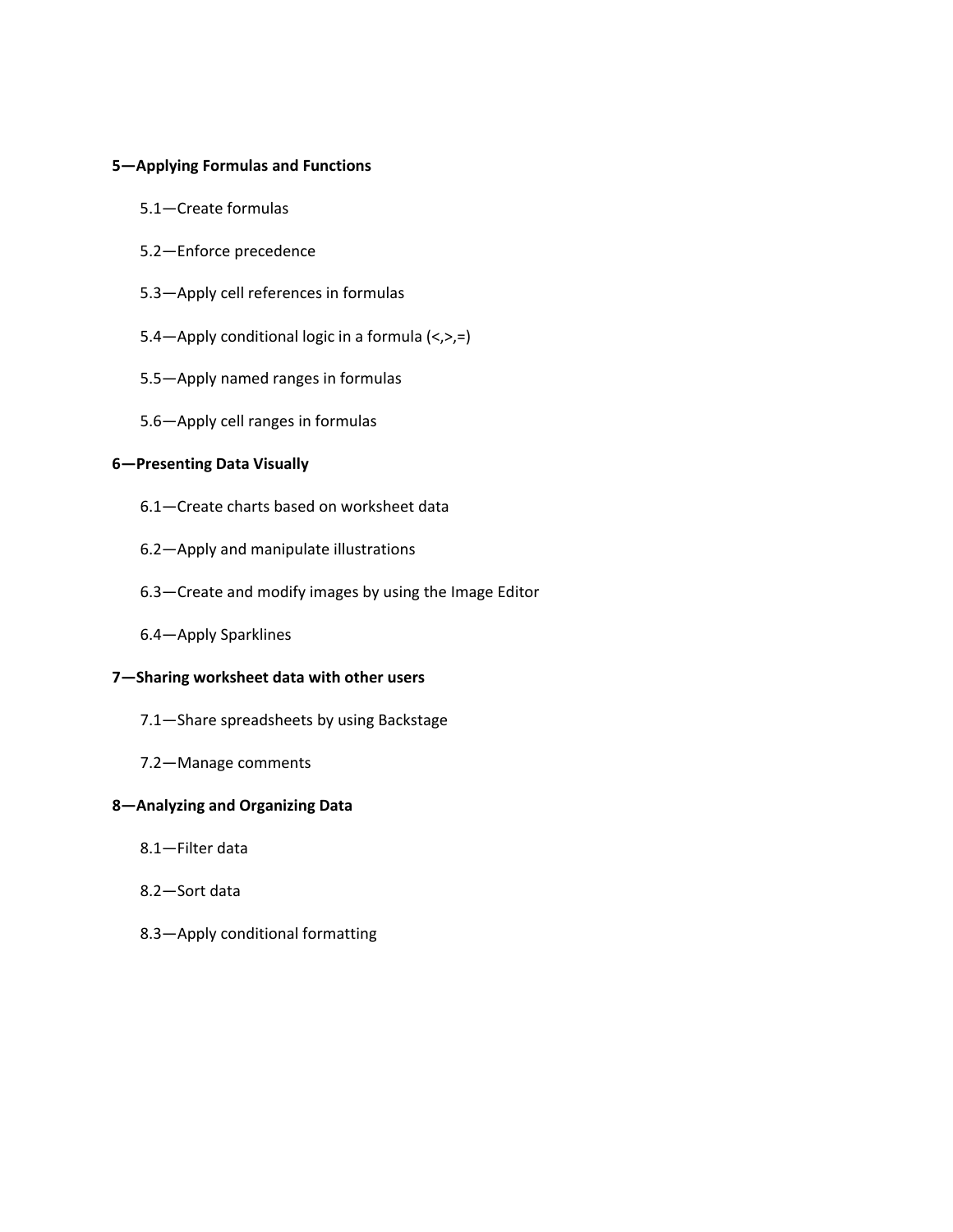**5—Applying Formulas and Functions**

- 5.1—Create formulas
- 5.2—Enforce precedence
- 5.3—Apply cell references in formulas
- 5.4—Apply conditional logic in a formula (<,>,=)
- 5.5—Apply named ranges in formulas
- 5.6—Apply cell ranges in formulas

**6—Presenting Data Visually**

- 6.1—Create charts based on worksheet data
- 6.2—Apply and manipulate illustrations
- 6.3—Create and modify images by using the Image Editor
- 6.4—Apply Sparklines

**7—Sharing worksheet data with other users**

- 7.1—Share spreadsheets by using Backstage
- 7.2—Manage comments

**8—Analyzing and Organizing Data**

- 8.1—Filter data
- 8.2—Sort data
- 8.3—Apply conditional formatting